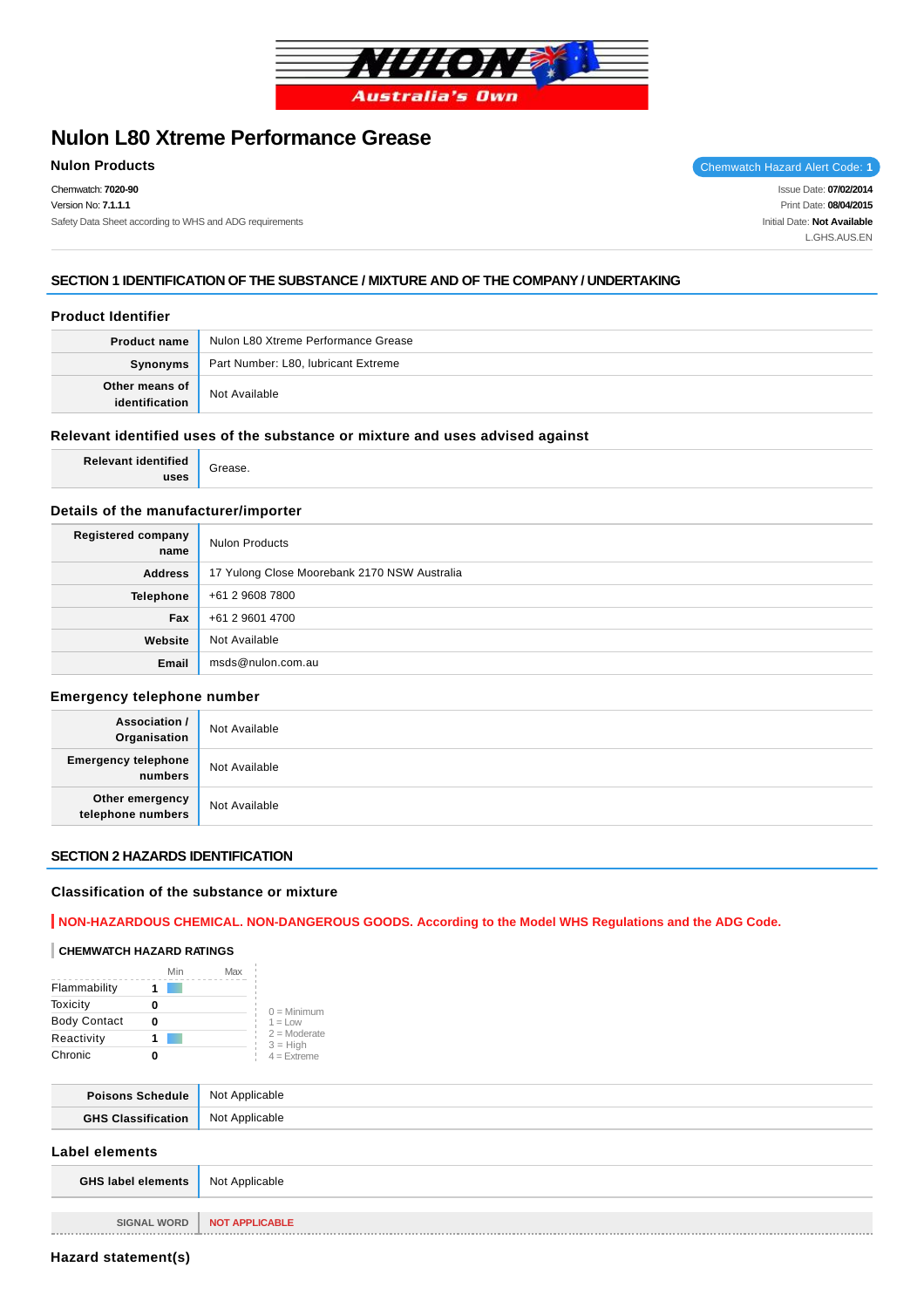# Nulon L80 Xtreme Performance Grease

**Nulon Products**

Chemwatch Hazard Alert Code: **1**

Chemwatch: **7020-90**
Version No: **7.1.1.1**
Safety Data Sheet according to WHS and ADG requirements

Issue Date: **07/02/2014**
Print Date: **08/04/2015**
Initial Date: **Not Available**
L.GHS.AUS.EN

## SECTION 1 IDENTIFICATION OF THE SUBSTANCE / MIXTURE AND OF THE COMPANY / UNDERTAKING

### Product Identifier

| | |
|---|---|
| **Product name** | Nulon L80 Xtreme Performance Grease |
| **Synonyms** | Part Number: L80, lubricant Extreme |
| **Other means of identification** | Not Available |

### Relevant identified uses of the substance or mixture and uses advised against

| | |
|---|---|
| **Relevant identified uses** | Grease. |

### Details of the manufacturer/importer

| | |
|---|---|
| **Registered company name** | Nulon Products |
| **Address** | 17 Yulong Close Moorebank 2170 NSW Australia |
| **Telephone** | +61 2 9608 7800 |
| **Fax** | +61 2 9601 4700 |
| **Website** | Not Available |
| **Email** | msds@nulon.com.au |

### Emergency telephone number

| | |
|---|---|
| **Association / Organisation** | Not Available |
| **Emergency telephone numbers** | Not Available |
| **Other emergency telephone numbers** | Not Available |

## SECTION 2 HAZARDS IDENTIFICATION

### Classification of the substance or mixture

**NON-HAZARDOUS CHEMICAL. NON-DANGEROUS GOODS. According to the Model WHS Regulations and the ADG Code.**

**CHEMWATCH HAZARD RATINGS**

| | | Min | Max |
|---|---|---|---|
| Flammability | 1 | | |
| Toxicity | 0 | | |
| Body Contact | 0 | | |
| Reactivity | 1 | | |
| Chronic | 0 | | |

0 = Minimum
1 = Low
2 = Moderate
3 = High
4 = Extreme

| | |
|---|---|
| **Poisons Schedule** | Not Applicable |
| **GHS Classification** | Not Applicable |

### Label elements

| | |
|---|---|
| **GHS label elements** | Not Applicable |
| **SIGNAL WORD** | **NOT APPLICABLE** |

### Hazard statement(s)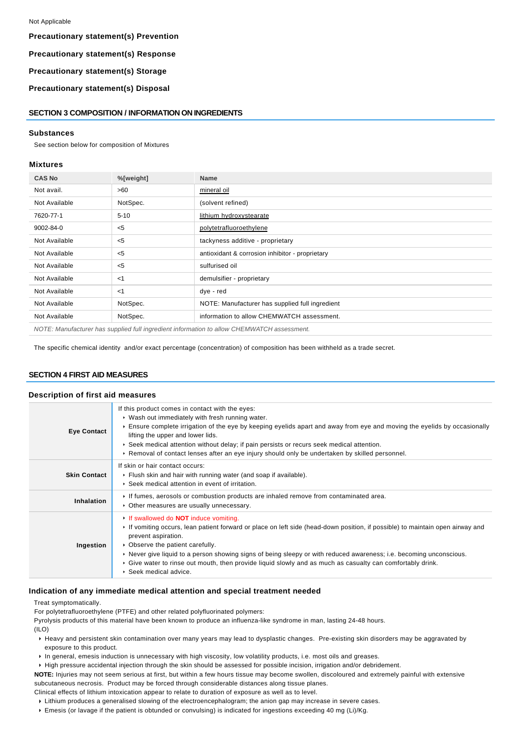Not Applicable

**Precautionary statement(s) Prevention**

**Precautionary statement(s) Response**

**Precautionary statement(s) Storage**

**Precautionary statement(s) Disposal**

## SECTION 3 COMPOSITION / INFORMATION ON INGREDIENTS

### Substances

See section below for composition of Mixtures

### Mixtures

| CAS No | %[weight] | Name |
|---|---|---|
| Not avail. | >60 | mineral oil |
| Not Available | NotSpec. | (solvent refined) |
| 7620-77-1 | 5-10 | lithium hydroxystearate |
| 9002-84-0 | <5 | polytetrafluoroethylene |
| Not Available | <5 | tackyness additive - proprietary |
| Not Available | <5 | antioxidant & corrosion inhibitor - proprietary |
| Not Available | <5 | sulfurised oil |
| Not Available | <1 | demulsifier - proprietary |
| Not Available | <1 | dye - red |
| Not Available | NotSpec. | NOTE: Manufacturer has supplied full ingredient |
| Not Available | NotSpec. | information to allow CHEMWATCH assessment. |

*NOTE: Manufacturer has supplied full ingredient information to allow CHEMWATCH assessment.*

The specific chemical identity and/or exact percentage (concentration) of composition has been withheld as a trade secret.

## SECTION 4 FIRST AID MEASURES

### Description of first aid measures

| | |
|---|---|
| **Eye Contact** | If this product comes in contact with the eyes:<br>▸ Wash out immediately with fresh running water.<br>▸ Ensure complete irrigation of the eye by keeping eyelids apart and away from eye and moving the eyelids by occasionally lifting the upper and lower lids.<br>▸ Seek medical attention without delay; if pain persists or recurs seek medical attention.<br>▸ Removal of contact lenses after an eye injury should only be undertaken by skilled personnel. |
| **Skin Contact** | If skin or hair contact occurs:<br>▸ Flush skin and hair with running water (and soap if available).<br>▸ Seek medical attention in event of irritation. |
| **Inhalation** | ▸ If fumes, aerosols or combustion products are inhaled remove from contaminated area.<br>▸ Other measures are usually unnecessary. |
| **Ingestion** | ▸ If swallowed do **NOT** induce vomiting.<br>▸ If vomiting occurs, lean patient forward or place on left side (head-down position, if possible) to maintain open airway and prevent aspiration.<br>▸ Observe the patient carefully.<br>▸ Never give liquid to a person showing signs of being sleepy or with reduced awareness; i.e. becoming unconscious.<br>▸ Give water to rinse out mouth, then provide liquid slowly and as much as casualty can comfortably drink.<br>▸ Seek medical advice. |

### Indication of any immediate medical attention and special treatment needed

Treat symptomatically.
For polytetrafluoroethylene (PTFE) and other related polyfluorinated polymers:
Pyrolysis products of this material have been known to produce an influenza-like syndrome in man, lasting 24-48 hours.
(ILO)

- Heavy and persistent skin contamination over many years may lead to dysplastic changes. Pre-existing skin disorders may be aggravated by exposure to this product.
- In general, emesis induction is unnecessary with high viscosity, low volatility products, i.e. most oils and greases.
- High pressure accidental injection through the skin should be assessed for possible incision, irrigation and/or debridement.

**NOTE:** Injuries may not seem serious at first, but within a few hours tissue may become swollen, discoloured and extremely painful with extensive subcutaneous necrosis. Product may be forced through considerable distances along tissue planes.
Clinical effects of lithium intoxication appear to relate to duration of exposure as well as to level.

- Lithium produces a generalised slowing of the electroencephalogram; the anion gap may increase in severe cases.
- Emesis (or lavage if the patient is obtunded or convulsing) is indicated for ingestions exceeding 40 mg (Li)/Kg.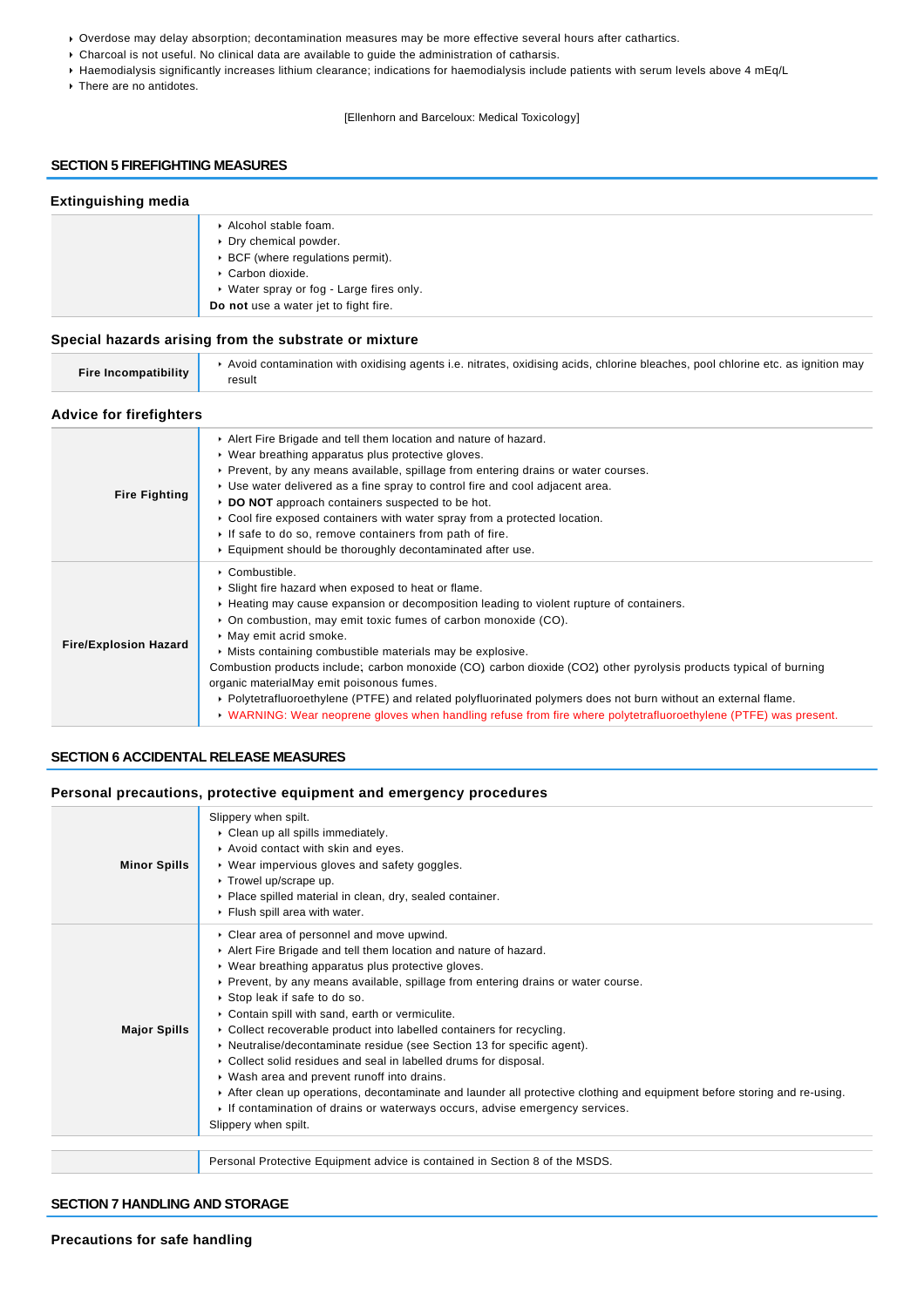- Overdose may delay absorption; decontamination measures may be more effective several hours after cathartics.
- Charcoal is not useful. No clinical data are available to guide the administration of catharsis.
- Haemodialysis significantly increases lithium clearance; indications for haemodialysis include patients with serum levels above 4 mEq/L
- There are no antidotes.

[Ellenhorn and Barceloux: Medical Toxicology]

## SECTION 5 FIREFIGHTING MEASURES

### Extinguishing media

| | |
|---|---|
| | ▸ Alcohol stable foam.<br>▸ Dry chemical powder.<br>▸ BCF (where regulations permit).<br>▸ Carbon dioxide.<br>▸ Water spray or fog - Large fires only.<br>**Do not** use a water jet to fight fire. |

### Special hazards arising from the substrate or mixture

| | |
|---|---|
| **Fire Incompatibility** | ▸ Avoid contamination with oxidising agents i.e. nitrates, oxidising acids, chlorine bleaches, pool chlorine etc. as ignition may result |

### Advice for firefighters

| | |
|---|---|
| **Fire Fighting** | ▸ Alert Fire Brigade and tell them location and nature of hazard.<br>▸ Wear breathing apparatus plus protective gloves.<br>▸ Prevent, by any means available, spillage from entering drains or water courses.<br>▸ Use water delivered as a fine spray to control fire and cool adjacent area.<br>▸ **DO NOT** approach containers suspected to be hot.<br>▸ Cool fire exposed containers with water spray from a protected location.<br>▸ If safe to do so, remove containers from path of fire.<br>▸ Equipment should be thoroughly decontaminated after use. |
| **Fire/Explosion Hazard** | ▸ Combustible.<br>▸ Slight fire hazard when exposed to heat or flame.<br>▸ Heating may cause expansion or decomposition leading to violent rupture of containers.<br>▸ On combustion, may emit toxic fumes of carbon monoxide (CO).<br>▸ May emit acrid smoke.<br>▸ Mists containing combustible materials may be explosive.<br>Combustion products include; carbon monoxide (CO) carbon dioxide ($CO_2$) other pyrolysis products typical of burning organic materialMay emit poisonous fumes.<br>▸ Polytetrafluoroethylene (PTFE) and related polyfluorinated polymers does not burn without an external flame.<br>▸ WARNING: Wear neoprene gloves when handling refuse from fire where polytetrafluoroethylene (PTFE) was present. |

## SECTION 6 ACCIDENTAL RELEASE MEASURES

### Personal precautions, protective equipment and emergency procedures

| | |
|---|---|
| **Minor Spills** | Slippery when spilt.<br>▸ Clean up all spills immediately.<br>▸ Avoid contact with skin and eyes.<br>▸ Wear impervious gloves and safety goggles.<br>▸ Trowel up/scrape up.<br>▸ Place spilled material in clean, dry, sealed container.<br>▸ Flush spill area with water. |
| **Major Spills** | ▸ Clear area of personnel and move upwind.<br>▸ Alert Fire Brigade and tell them location and nature of hazard.<br>▸ Wear breathing apparatus plus protective gloves.<br>▸ Prevent, by any means available, spillage from entering drains or water course.<br>▸ Stop leak if safe to do so.<br>▸ Contain spill with sand, earth or vermiculite.<br>▸ Collect recoverable product into labelled containers for recycling.<br>▸ Neutralise/decontaminate residue (see Section 13 for specific agent).<br>▸ Collect solid residues and seal in labelled drums for disposal.<br>▸ Wash area and prevent runoff into drains.<br>▸ After clean up operations, decontaminate and launder all protective clothing and equipment before storing and re-using.<br>▸ If contamination of drains or waterways occurs, advise emergency services.<br>Slippery when spilt. |

| | |
|---|---|
| | Personal Protective Equipment advice is contained in Section 8 of the MSDS. |

## SECTION 7 HANDLING AND STORAGE

### Precautions for safe handling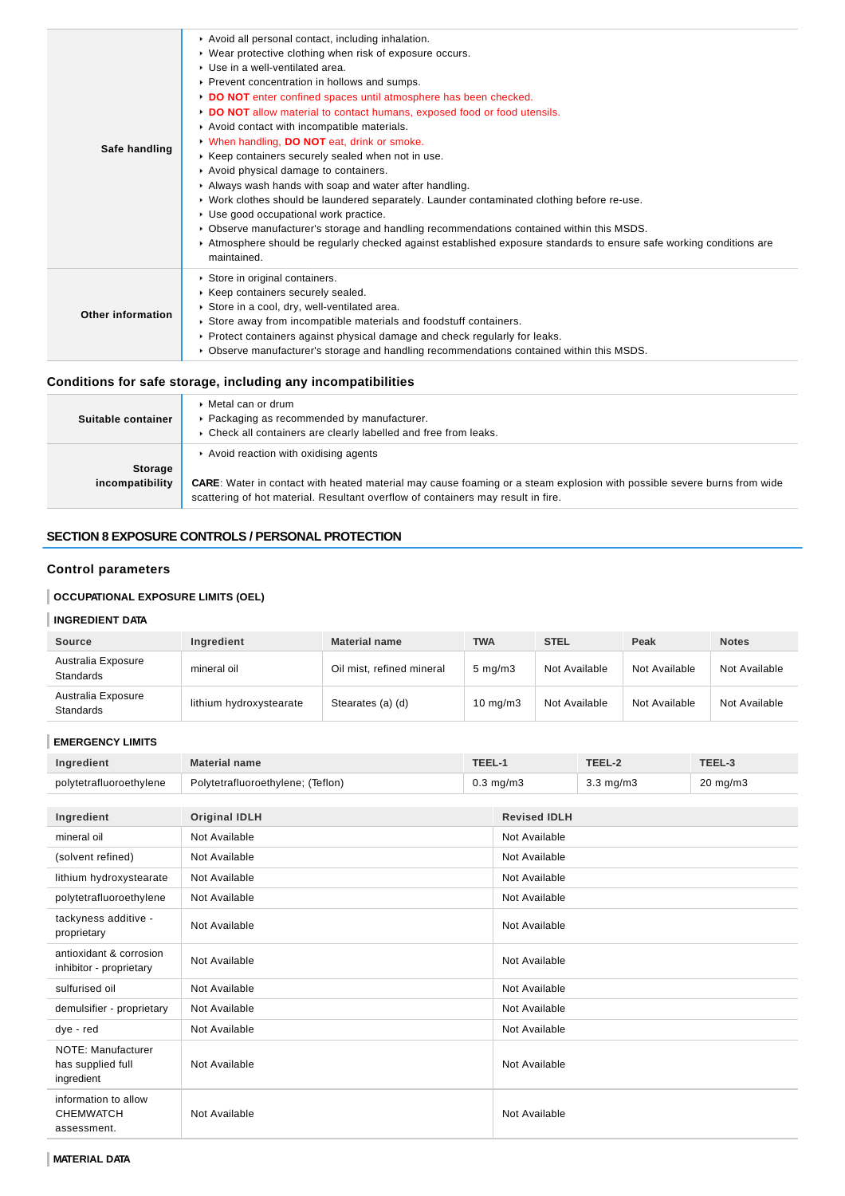| | |
|---|---|
| **Safe handling** | - Avoid all personal contact, including inhalation.<br>- Wear protective clothing when risk of exposure occurs.<br>- Use in a well-ventilated area.<br>- Prevent concentration in hollows and sumps.<br>- **DO NOT** enter confined spaces until atmosphere has been checked.<br>- **DO NOT** allow material to contact humans, exposed food or food utensils.<br>- Avoid contact with incompatible materials.<br>- When handling, **DO NOT** eat, drink or smoke.<br>- Keep containers securely sealed when not in use.<br>- Avoid physical damage to containers.<br>- Always wash hands with soap and water after handling.<br>- Work clothes should be laundered separately. Launder contaminated clothing before re-use.<br>- Use good occupational work practice.<br>- Observe manufacturer's storage and handling recommendations contained within this MSDS.<br>- Atmosphere should be regularly checked against established exposure standards to ensure safe working conditions are maintained. |
| **Other information** | - Store in original containers.<br>- Keep containers securely sealed.<br>- Store in a cool, dry, well-ventilated area.<br>- Store away from incompatible materials and foodstuff containers.<br>- Protect containers against physical damage and check regularly for leaks.<br>- Observe manufacturer's storage and handling recommendations contained within this MSDS. |

### Conditions for safe storage, including any incompatibilities

| | |
|---|---|
| **Suitable container** | - Metal can or drum<br>- Packaging as recommended by manufacturer.<br>- Check all containers are clearly labelled and free from leaks. |
| **Storage incompatibility** | - Avoid reaction with oxidising agents<br><br>**CARE**: Water in contact with heated material may cause foaming or a steam explosion with possible severe burns from wide scattering of hot material. Resultant overflow of containers may result in fire. |

## SECTION 8 EXPOSURE CONTROLS / PERSONAL PROTECTION

### Control parameters

#### OCCUPATIONAL EXPOSURE LIMITS (OEL)

#### INGREDIENT DATA

| Source | Ingredient | Material name | TWA | STEL | Peak | Notes |
|---|---|---|---|---|---|---|
| Australia Exposure Standards | mineral oil | Oil mist, refined mineral | 5 mg/m3 | Not Available | Not Available | Not Available |
| Australia Exposure Standards | lithium hydroxystearate | Stearates (a) (d) | 10 mg/m3 | Not Available | Not Available | Not Available |

#### EMERGENCY LIMITS

| Ingredient | Material name | TEEL-1 | TEEL-2 | TEEL-3 |
|---|---|---|---|---|
| polytetrafluoroethylene | Polytetrafluoroethylene; (Teflon) | 0.3 mg/m3 | 3.3 mg/m3 | 20 mg/m3 |

| Ingredient | Original IDLH | Revised IDLH |
|---|---|---|
| mineral oil | Not Available | Not Available |
| (solvent refined) | Not Available | Not Available |
| lithium hydroxystearate | Not Available | Not Available |
| polytetrafluoroethylene | Not Available | Not Available |
| tackyness additive - proprietary | Not Available | Not Available |
| antioxidant & corrosion inhibitor - proprietary | Not Available | Not Available |
| sulfurised oil | Not Available | Not Available |
| demulsifier - proprietary | Not Available | Not Available |
| dye - red | Not Available | Not Available |
| NOTE: Manufacturer has supplied full ingredient | Not Available | Not Available |
| information to allow CHEMWATCH assessment. | Not Available | Not Available |

#### MATERIAL DATA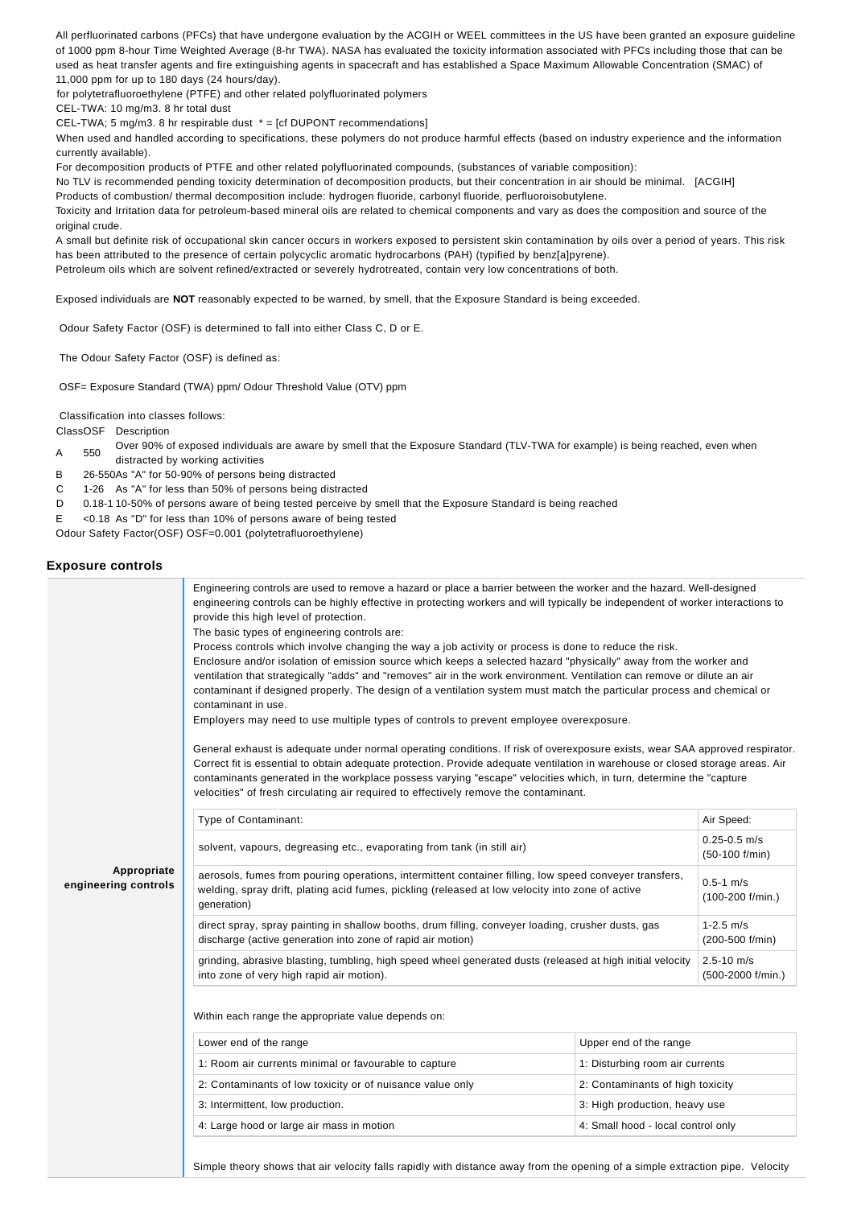All perfluorinated carbons (PFCs) that have undergone evaluation by the ACGIH or WEEL committees in the US have been granted an exposure guideline of 1000 ppm 8-hour Time Weighted Average (8-hr TWA). NASA has evaluated the toxicity information associated with PFCs including those that can be used as heat transfer agents and fire extinguishing agents in spacecraft and has established a Space Maximum Allowable Concentration (SMAC) of 11,000 ppm for up to 180 days (24 hours/day).

for polytetrafluoroethylene (PTFE) and other related polyfluorinated polymers

CEL-TWA: 10 mg/m3. 8 hr total dust

CEL-TWA; 5 mg/m3. 8 hr respirable dust * = [cf DUPONT recommendations]

When used and handled according to specifications, these polymers do not produce harmful effects (based on industry experience and the information currently available).

For decomposition products of PTFE and other related polyfluorinated compounds, (substances of variable composition):

No TLV is recommended pending toxicity determination of decomposition products, but their concentration in air should be minimal. [ACGIH]

Products of combustion/ thermal decomposition include: hydrogen fluoride, carbonyl fluoride, perfluoroisobutylene.

Toxicity and Irritation data for petroleum-based mineral oils are related to chemical components and vary as does the composition and source of the original crude.

A small but definite risk of occupational skin cancer occurs in workers exposed to persistent skin contamination by oils over a period of years. This risk has been attributed to the presence of certain polycyclic aromatic hydrocarbons (PAH) (typified by benz[a]pyrene).

Petroleum oils which are solvent refined/extracted or severely hydrotreated, contain very low concentrations of both.

Exposed individuals are **NOT** reasonably expected to be warned, by smell, that the Exposure Standard is being exceeded.

Odour Safety Factor (OSF) is determined to fall into either Class C, D or E.

The Odour Safety Factor (OSF) is defined as:

OSF= Exposure Standard (TWA) ppm/ Odour Threshold Value (OTV) ppm

Classification into classes follows:

| Class | OSF | Description |
|---|---|---|
| A | 550 | Over 90% of exposed individuals are aware by smell that the Exposure Standard (TLV-TWA for example) is being reached, even when distracted by working activities |
| B | 26-550 | As "A" for 50-90% of persons being distracted |
| C | 1-26 | As "A" for less than 50% of persons being distracted |
| D | 0.18-1 | 10-50% of persons aware of being tested perceive by smell that the Exposure Standard is being reached |
| E | <0.18 | As "D" for less than 10% of persons aware of being tested |

Odour Safety Factor(OSF) OSF=0.001 (polytetrafluoroethylene)

## Exposure controls

**Appropriate engineering controls**

Engineering controls are used to remove a hazard or place a barrier between the worker and the hazard. Well-designed engineering controls can be highly effective in protecting workers and will typically be independent of worker interactions to provide this high level of protection.

The basic types of engineering controls are:

Process controls which involve changing the way a job activity or process is done to reduce the risk.

Enclosure and/or isolation of emission source which keeps a selected hazard "physically" away from the worker and ventilation that strategically "adds" and "removes" air in the work environment. Ventilation can remove or dilute an air contaminant if designed properly. The design of a ventilation system must match the particular process and chemical or contaminant in use.

Employers may need to use multiple types of controls to prevent employee overexposure.

General exhaust is adequate under normal operating conditions. If risk of overexposure exists, wear SAA approved respirator. Correct fit is essential to obtain adequate protection. Provide adequate ventilation in warehouse or closed storage areas. Air contaminants generated in the workplace possess varying "escape" velocities which, in turn, determine the "capture velocities" of fresh circulating air required to effectively remove the contaminant.

| Type of Contaminant: | Air Speed: |
|---|---|
| solvent, vapours, degreasing etc., evaporating from tank (in still air) | 0.25-0.5 m/s (50-100 f/min) |
| aerosols, fumes from pouring operations, intermittent container filling, low speed conveyer transfers, welding, spray drift, plating acid fumes, pickling (released at low velocity into zone of active generation) | 0.5-1 m/s (100-200 f/min.) |
| direct spray, spray painting in shallow booths, drum filling, conveyer loading, crusher dusts, gas discharge (active generation into zone of rapid air motion) | 1-2.5 m/s (200-500 f/min) |
| grinding, abrasive blasting, tumbling, high speed wheel generated dusts (released at high initial velocity into zone of very high rapid air motion). | 2.5-10 m/s (500-2000 f/min.) |

Within each range the appropriate value depends on:

| Lower end of the range | Upper end of the range |
|---|---|
| 1: Room air currents minimal or favourable to capture | 1: Disturbing room air currents |
| 2: Contaminants of low toxicity or of nuisance value only | 2: Contaminants of high toxicity |
| 3: Intermittent, low production. | 3: High production, heavy use |
| 4: Large hood or large air mass in motion | 4: Small hood - local control only |

Simple theory shows that air velocity falls rapidly with distance away from the opening of a simple extraction pipe. Velocity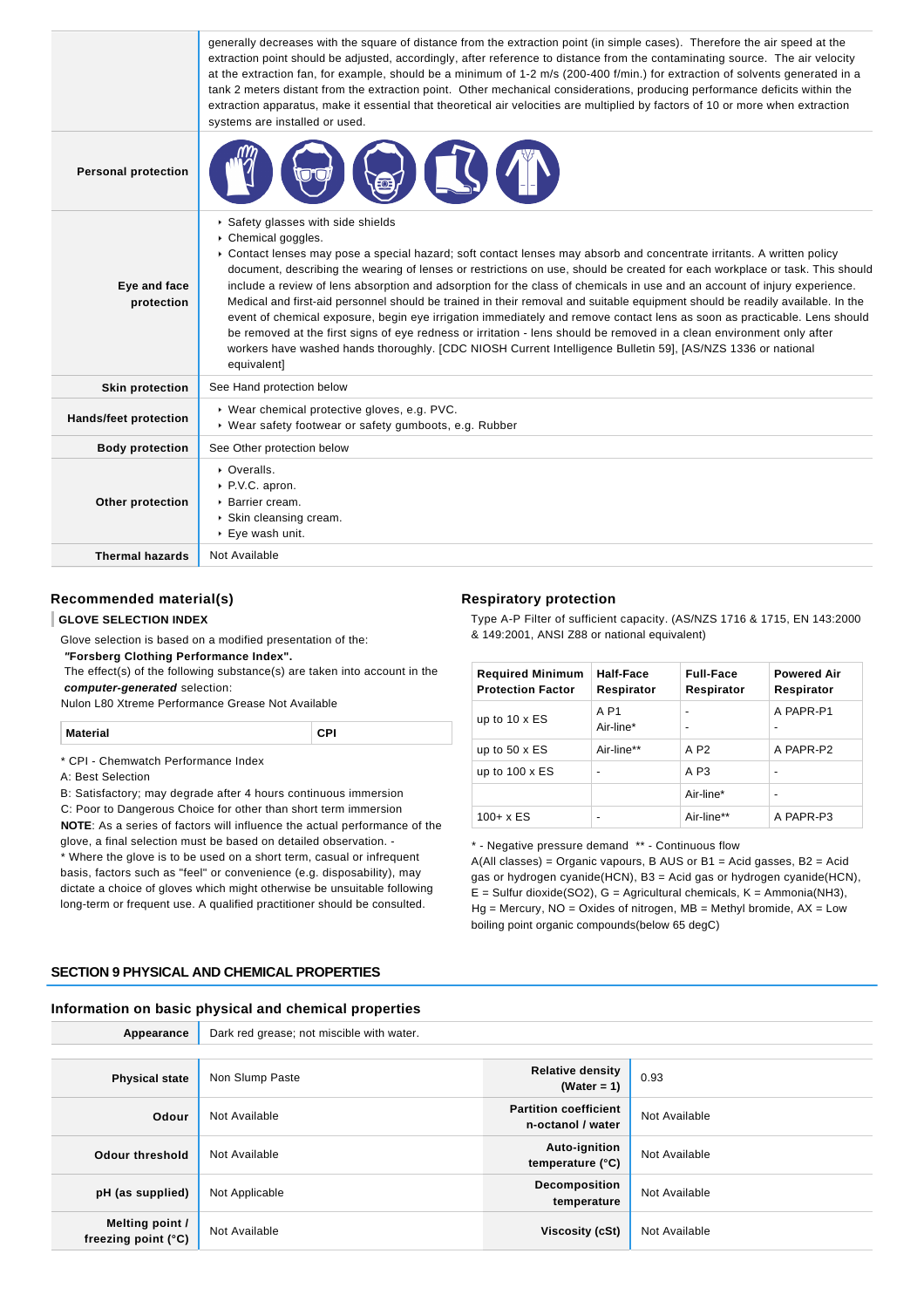| | |
|---|---|
| | generally decreases with the square of distance from the extraction point (in simple cases). Therefore the air speed at the extraction point should be adjusted, accordingly, after reference to distance from the contaminating source. The air velocity at the extraction fan, for example, should be a minimum of 1-2 m/s (200-400 f/min.) for extraction of solvents generated in a tank 2 meters distant from the extraction point. Other mechanical considerations, producing performance deficits within the extraction apparatus, make it essential that theoretical air velocities are multiplied by factors of 10 or more when extraction systems are installed or used. |
| **Personal protection** | |
| **Eye and face protection** | ▸ Safety glasses with side shields<br>▸ Chemical goggles.<br>▸ Contact lenses may pose a special hazard; soft contact lenses may absorb and concentrate irritants. A written policy document, describing the wearing of lenses or restrictions on use, should be created for each workplace or task. This should include a review of lens absorption and adsorption for the class of chemicals in use and an account of injury experience. Medical and first-aid personnel should be trained in their removal and suitable equipment should be readily available. In the event of chemical exposure, begin eye irrigation immediately and remove contact lens as soon as practicable. Lens should be removed at the first signs of eye redness or irritation - lens should be removed in a clean environment only after workers have washed hands thoroughly. [CDC NIOSH Current Intelligence Bulletin 59], [AS/NZS 1336 or national equivalent] |
| **Skin protection** | See Hand protection below |
| **Hands/feet protection** | ▸ Wear chemical protective gloves, e.g. PVC.<br>▸ Wear safety footwear or safety gumboots, e.g. Rubber |
| **Body protection** | See Other protection below |
| **Other protection** | ▸ Overalls.<br>▸ P.V.C. apron.<br>▸ Barrier cream.<br>▸ Skin cleansing cream.<br>▸ Eye wash unit. |
| **Thermal hazards** | Not Available |

### Recommended material(s)

**GLOVE SELECTION INDEX**

Glove selection is based on a modified presentation of the:
***"Forsberg Clothing Performance Index".***
The effect(s) of the following substance(s) are taken into account in the ***computer-generated*** selection:
Nulon L80 Xtreme Performance Grease Not Available

| Material | CPI |
|---|---|

* CPI - Chemwatch Performance Index
A: Best Selection
B: Satisfactory; may degrade after 4 hours continuous immersion
C: Poor to Dangerous Choice for other than short term immersion
**NOTE**: As a series of factors will influence the actual performance of the glove, a final selection must be based on detailed observation. -
* Where the glove is to be used on a short term, casual or infrequent basis, factors such as "feel" or convenience (e.g. disposability), may dictate a choice of gloves which might otherwise be unsuitable following long-term or frequent use. A qualified practitioner should be consulted.

### Respiratory protection

Type A-P Filter of sufficient capacity. (AS/NZS 1716 & 1715, EN 143:2000 & 149:2001, ANSI Z88 or national equivalent)

| Required Minimum Protection Factor | Half-Face Respirator | Full-Face Respirator | Powered Air Respirator |
|---|---|---|---|
| up to 10 x ES | A P1<br>Air-line* | -<br>- | A PAPR-P1<br>- |
| up to 50 x ES | Air-line** | A P2 | A PAPR-P2 |
| up to 100 x ES | - | A P3 | - |
| | | Air-line* | - |
| 100+ x ES | - | Air-line** | A PAPR-P3 |

* - Negative pressure demand ** - Continuous flow
A(All classes) = Organic vapours, B AUS or B1 = Acid gasses, B2 = Acid gas or hydrogen cyanide(HCN), B3 = Acid gas or hydrogen cyanide(HCN), E = Sulfur dioxide(SO2), G = Agricultural chemicals, K = Ammonia(NH3), Hg = Mercury, NO = Oxides of nitrogen, MB = Methyl bromide, AX = Low boiling point organic compounds(below 65 degC)

## SECTION 9 PHYSICAL AND CHEMICAL PROPERTIES

### Information on basic physical and chemical properties

| | | | |
|---|---|---|---|
| **Appearance** | Dark red grease; not miscible with water. | | |
| **Physical state** | Non Slump Paste | **Relative density (Water = 1)** | 0.93 |
| **Odour** | Not Available | **Partition coefficient n-octanol / water** | Not Available |
| **Odour threshold** | Not Available | **Auto-ignition temperature (°C)** | Not Available |
| **pH (as supplied)** | Not Applicable | **Decomposition temperature** | Not Available |
| **Melting point / freezing point (°C)** | Not Available | **Viscosity (cSt)** | Not Available |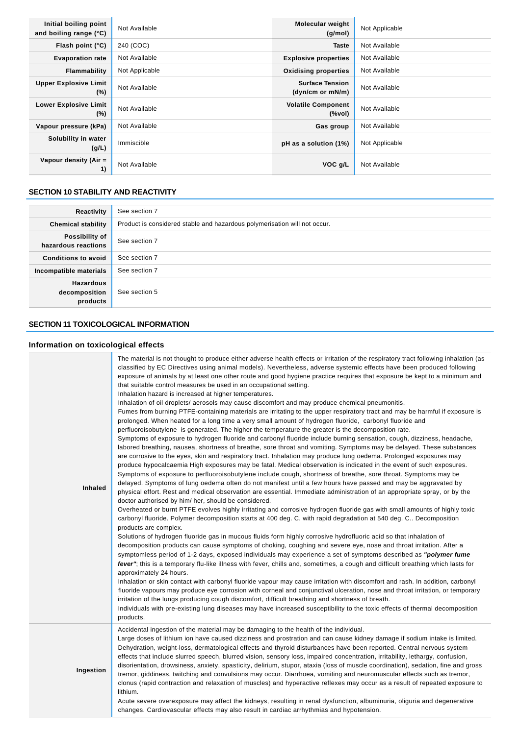| | | | |
|---|---|---|---|
| **Initial boiling point and boiling range (°C)** | Not Available | **Molecular weight (g/mol)** | Not Applicable |
| **Flash point (°C)** | 240 (COC) | **Taste** | Not Available |
| **Evaporation rate** | Not Available | **Explosive properties** | Not Available |
| **Flammability** | Not Applicable | **Oxidising properties** | Not Available |
| **Upper Explosive Limit (%)** | Not Available | **Surface Tension (dyn/cm or mN/m)** | Not Available |
| **Lower Explosive Limit (%)** | Not Available | **Volatile Component (%vol)** | Not Available |
| **Vapour pressure (kPa)** | Not Available | **Gas group** | Not Available |
| **Solubility in water (g/L)** | Immiscible | **pH as a solution (1%)** | Not Applicable |
| **Vapour density (Air = 1)** | Not Available | **VOC g/L** | Not Available |

## SECTION 10 STABILITY AND REACTIVITY

| | |
|---|---|
| **Reactivity** | See section 7 |
| **Chemical stability** | Product is considered stable and hazardous polymerisation will not occur. |
| **Possibility of hazardous reactions** | See section 7 |
| **Conditions to avoid** | See section 7 |
| **Incompatible materials** | See section 7 |
| **Hazardous decomposition products** | See section 5 |

## SECTION 11 TOXICOLOGICAL INFORMATION

### Information on toxicological effects

| | |
|---|---|
| **Inhaled** | The material is not thought to produce either adverse health effects or irritation of the respiratory tract following inhalation (as classified by EC Directives using animal models). Nevertheless, adverse systemic effects have been produced following exposure of animals by at least one other route and good hygiene practice requires that exposure be kept to a minimum and that suitable control measures be used in an occupational setting.<br>Inhalation hazard is increased at higher temperatures.<br>Inhalation of oil droplets/ aerosols may cause discomfort and may produce chemical pneumonitis.<br>Fumes from burning PTFE-containing materials are irritating to the upper respiratory tract and may be harmful if exposure is prolonged. When heated for a long time a very small amount of hydrogen fluoride, carbonyl fluoride and perfluoroisobutylene is generated. The higher the temperature the greater is the decomposition rate.<br>Symptoms of exposure to hydrogen fluoride and carbonyl fluoride include burning sensation, cough, dizziness, headache, labored breathing, nausea, shortness of breathe, sore throat and vomiting. Symptoms may be delayed. These substances are corrosive to the eyes, skin and respiratory tract. Inhalation may produce lung oedema. Prolonged exposures may produce hypocalcaemia High exposures may be fatal. Medical observation is indicated in the event of such exposures.<br>Symptoms of exposure to perfluoroisobutylene include cough, shortness of breathe, sore throat. Symptoms may be delayed. Symptoms of lung oedema often do not manifest until a few hours have passed and may be aggravated by physical effort. Rest and medical observation are essential. Immediate administration of an appropriate spray, or by the doctor authorised by him/ her, should be considered.<br>Overheated or burnt PTFE evolves highly irritating and corrosive hydrogen fluoride gas with small amounts of highly toxic carbonyl fluoride. Polymer decomposition starts at 400 deg. C. with rapid degradation at 540 deg. C.. Decomposition products are complex.<br>Solutions of hydrogen fluoride gas in mucous fluids form highly corrosive hydrofluoric acid so that inhalation of decomposition products can cause symptoms of choking, coughing and severe eye, nose and throat irritation. After a symptomless period of 1-2 days, exposed individuals may experience a set of symptoms described as ***"polymer fume fever"***; this is a temporary flu-like illness with fever, chills and, sometimes, a cough and difficult breathing which lasts for approximately 24 hours.<br>Inhalation or skin contact with carbonyl fluoride vapour may cause irritation with discomfort and rash. In addition, carbonyl fluoride vapours may produce eye corrosion with corneal and conjunctival ulceration, nose and throat irritation, or temporary irritation of the lungs producing cough discomfort, difficult breathing and shortness of breath.<br>Individuals with pre-existing lung diseases may have increased susceptibility to the toxic effects of thermal decomposition products. |
| **Ingestion** | Accidental ingestion of the material may be damaging to the health of the individual.<br>Large doses of lithium ion have caused dizziness and prostration and can cause kidney damage if sodium intake is limited. Dehydration, weight-loss, dermatological effects and thyroid disturbances have been reported. Central nervous system effects that include slurred speech, blurred vision, sensory loss, impaired concentration, irritability, lethargy, confusion, disorientation, drowsiness, anxiety, spasticity, delirium, stupor, ataxia (loss of muscle coordination), sedation, fine and gross tremor, giddiness, twitching and convulsions may occur. Diarrhoea, vomiting and neuromuscular effects such as tremor, clonus (rapid contraction and relaxation of muscles) and hyperactive reflexes may occur as a result of repeated exposure to lithium.<br>Acute severe overexposure may affect the kidneys, resulting in renal dysfunction, albuminuria, oliguria and degenerative changes. Cardiovascular effects may also result in cardiac arrhythmias and hypotension. |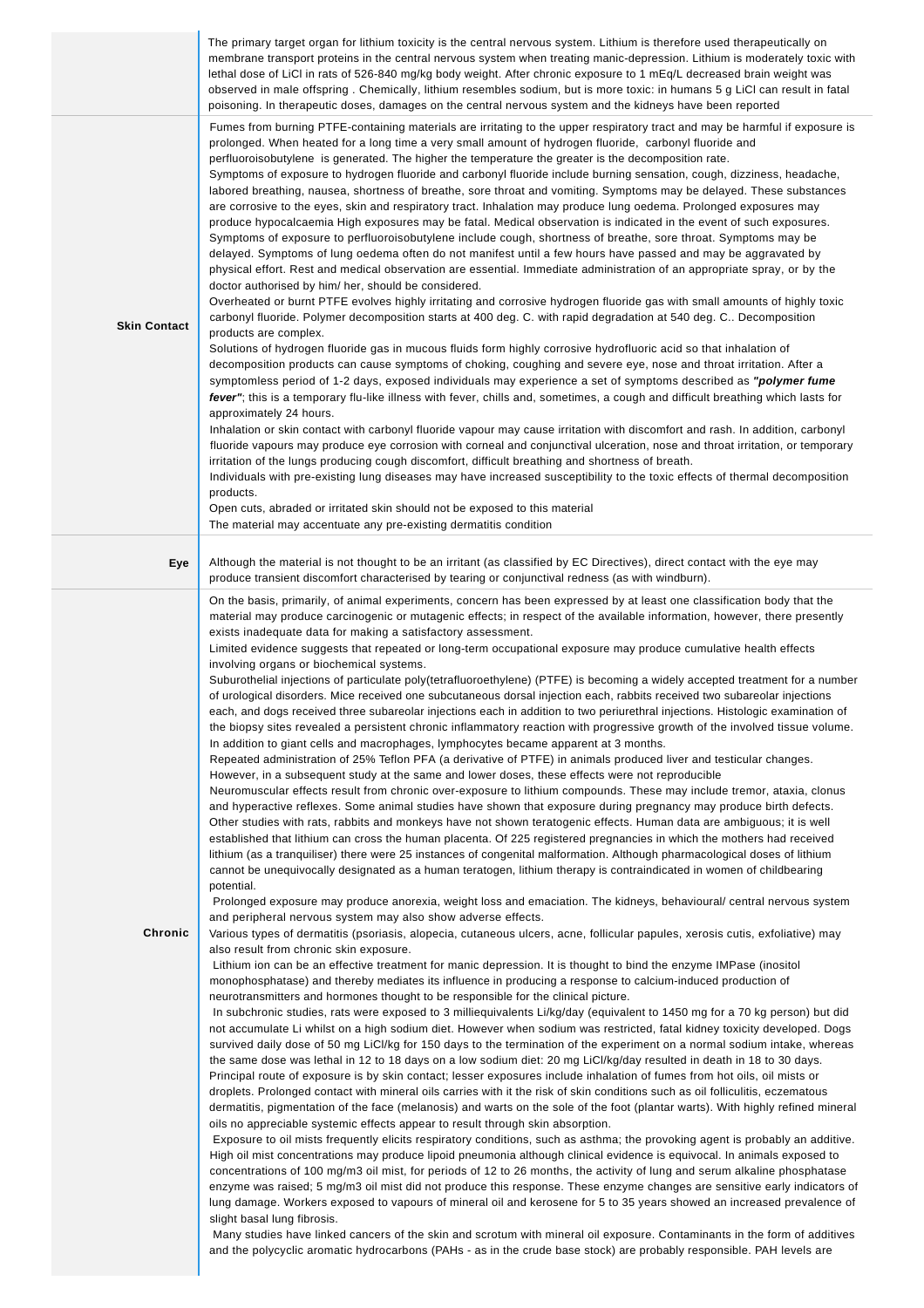| | |
|---|---|
| | The primary target organ for lithium toxicity is the central nervous system. Lithium is therefore used therapeutically on membrane transport proteins in the central nervous system when treating manic-depression. Lithium is moderately toxic with lethal dose of LiCl in rats of 526-840 mg/kg body weight. After chronic exposure to 1 mEq/L decreased brain weight was observed in male offspring . Chemically, lithium resembles sodium, but is more toxic: in humans 5 g LiCl can result in fatal poisoning. In therapeutic doses, damages on the central nervous system and the kidneys have been reported |
| **Skin Contact** | Fumes from burning PTFE-containing materials are irritating to the upper respiratory tract and may be harmful if exposure is prolonged. When heated for a long time a very small amount of hydrogen fluoride, carbonyl fluoride and perfluoroisobutylene is generated. The higher the temperature the greater is the decomposition rate.<br>Symptoms of exposure to hydrogen fluoride and carbonyl fluoride include burning sensation, cough, dizziness, headache, labored breathing, nausea, shortness of breathe, sore throat and vomiting. Symptoms may be delayed. These substances are corrosive to the eyes, skin and respiratory tract. Inhalation may produce lung oedema. Prolonged exposures may produce hypocalcaemia High exposures may be fatal. Medical observation is indicated in the event of such exposures.<br>Symptoms of exposure to perfluoroisobutylene include cough, shortness of breathe, sore throat. Symptoms may be delayed. Symptoms of lung oedema often do not manifest until a few hours have passed and may be aggravated by physical effort. Rest and medical observation are essential. Immediate administration of an appropriate spray, or by the doctor authorised by him/ her, should be considered.<br>Overheated or burnt PTFE evolves highly irritating and corrosive hydrogen fluoride gas with small amounts of highly toxic carbonyl fluoride. Polymer decomposition starts at 400 deg. C. with rapid degradation at 540 deg. C.. Decomposition products are complex.<br>Solutions of hydrogen fluoride gas in mucous fluids form highly corrosive hydrofluoric acid so that inhalation of decomposition products can cause symptoms of choking, coughing and severe eye, nose and throat irritation. After a symptomless period of 1-2 days, exposed individuals may experience a set of symptoms described as ***"polymer fume fever"***; this is a temporary flu-like illness with fever, chills and, sometimes, a cough and difficult breathing which lasts for approximately 24 hours.<br>Inhalation or skin contact with carbonyl fluoride vapour may cause irritation with discomfort and rash. In addition, carbonyl fluoride vapours may produce eye corrosion with corneal and conjunctival ulceration, nose and throat irritation, or temporary irritation of the lungs producing cough discomfort, difficult breathing and shortness of breath.<br>Individuals with pre-existing lung diseases may have increased susceptibility to the toxic effects of thermal decomposition products.<br>Open cuts, abraded or irritated skin should not be exposed to this material<br>The material may accentuate any pre-existing dermatitis condition |
| **Eye** | Although the material is not thought to be an irritant (as classified by EC Directives), direct contact with the eye may produce transient discomfort characterised by tearing or conjunctival redness (as with windburn). |
| **Chronic** | On the basis, primarily, of animal experiments, concern has been expressed by at least one classification body that the material may produce carcinogenic or mutagenic effects; in respect of the available information, however, there presently exists inadequate data for making a satisfactory assessment.<br>Limited evidence suggests that repeated or long-term occupational exposure may produce cumulative health effects involving organs or biochemical systems.<br>Suburothelial injections of particulate poly(tetrafluoroethylene) (PTFE) is becoming a widely accepted treatment for a number of urological disorders. Mice received one subcutaneous dorsal injection each, rabbits received two subareolar injections each, and dogs received three subareolar injections each in addition to two periurethral injections. Histologic examination of the biopsy sites revealed a persistent chronic inflammatory reaction with progressive growth of the involved tissue volume. In addition to giant cells and macrophages, lymphocytes became apparent at 3 months.<br>Repeated administration of 25% Teflon PFA (a derivative of PTFE) in animals produced liver and testicular changes. However, in a subsequent study at the same and lower doses, these effects were not reproducible<br>Neuromuscular effects result from chronic over-exposure to lithium compounds. These may include tremor, ataxia, clonus and hyperactive reflexes. Some animal studies have shown that exposure during pregnancy may produce birth defects. Other studies with rats, rabbits and monkeys have not shown teratogenic effects. Human data are ambiguous; it is well established that lithium can cross the human placenta. Of 225 registered pregnancies in which the mothers had received lithium (as a tranquiliser) there were 25 instances of congenital malformation. Although pharmacological doses of lithium cannot be unequivocally designated as a human teratogen, lithium therapy is contraindicated in women of childbearing potential.<br>Prolonged exposure may produce anorexia, weight loss and emaciation. The kidneys, behavioural/ central nervous system and peripheral nervous system may also show adverse effects.<br>Various types of dermatitis (psoriasis, alopecia, cutaneous ulcers, acne, follicular papules, xerosis cutis, exfoliative) may also result from chronic skin exposure.<br>Lithium ion can be an effective treatment for manic depression. It is thought to bind the enzyme IMPase (inositol monophosphatase) and thereby mediates its influence in producing a response to calcium-induced production of neurotransmitters and hormones thought to be responsible for the clinical picture.<br>In subchronic studies, rats were exposed to 3 milliequivalents Li/kg/day (equivalent to 1450 mg for a 70 kg person) but did not accumulate Li whilst on a high sodium diet. However when sodium was restricted, fatal kidney toxicity developed. Dogs survived daily dose of 50 mg LiCl/kg for 150 days to the termination of the experiment on a normal sodium intake, whereas the same dose was lethal in 12 to 18 days on a low sodium diet: 20 mg LiCl/kg/day resulted in death in 18 to 30 days.<br>Principal route of exposure is by skin contact; lesser exposures include inhalation of fumes from hot oils, oil mists or droplets. Prolonged contact with mineral oils carries with it the risk of skin conditions such as oil folliculitis, eczematous dermatitis, pigmentation of the face (melanosis) and warts on the sole of the foot (plantar warts). With highly refined mineral oils no appreciable systemic effects appear to result through skin absorption.<br>Exposure to oil mists frequently elicits respiratory conditions, such as asthma; the provoking agent is probably an additive. High oil mist concentrations may produce lipoid pneumonia although clinical evidence is equivocal. In animals exposed to concentrations of 100 mg/m3 oil mist, for periods of 12 to 26 months, the activity of lung and serum alkaline phosphatase enzyme was raised; 5 mg/m3 oil mist did not produce this response. These enzyme changes are sensitive early indicators of lung damage. Workers exposed to vapours of mineral oil and kerosene for 5 to 35 years showed an increased prevalence of slight basal lung fibrosis.<br>Many studies have linked cancers of the skin and scrotum with mineral oil exposure. Contaminants in the form of additives and the polycyclic aromatic hydrocarbons (PAHs - as in the crude base stock) are probably responsible. PAH levels are |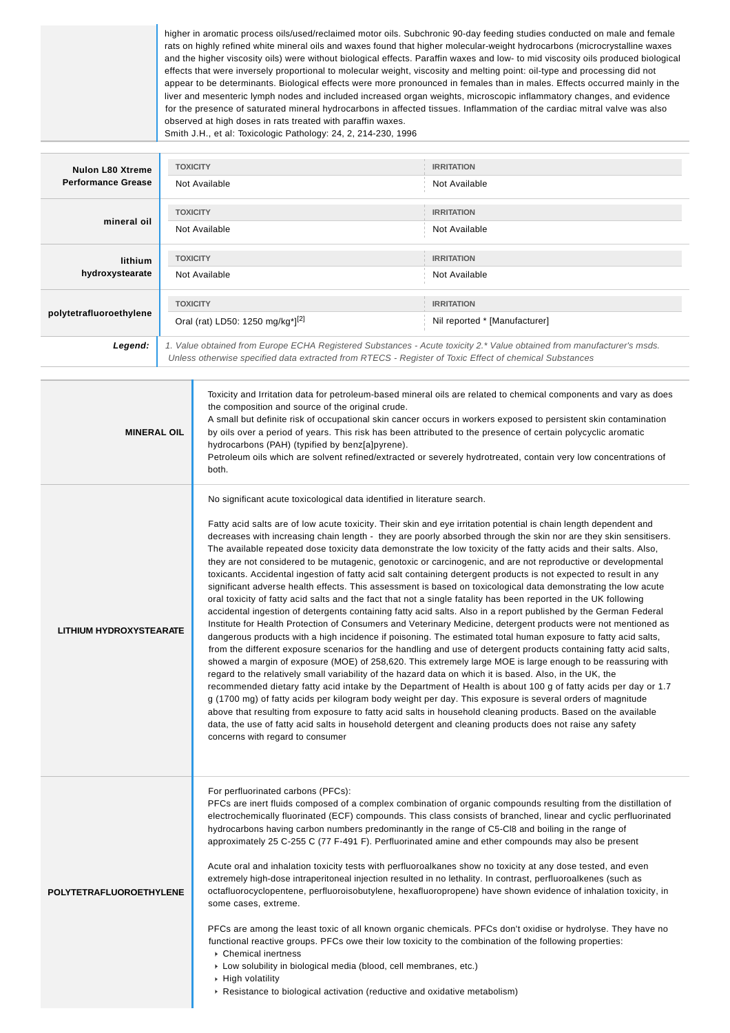| | |
|---|---|
| | higher in aromatic process oils/used/reclaimed motor oils. Subchronic 90-day feeding studies conducted on male and female rats on highly refined white mineral oils and waxes found that higher molecular-weight hydrocarbons (microcrystalline waxes and the higher viscosity oils) were without biological effects. Paraffin waxes and low- to mid viscosity oils produced biological effects that were inversely proportional to molecular weight, viscosity and melting point: oil-type and processing did not appear to be determinants. Biological effects were more pronounced in females than in males. Effects occurred mainly in the liver and mesenteric lymph nodes and included increased organ weights, microscopic inflammatory changes, and evidence for the presence of saturated mineral hydrocarbons in affected tissues. Inflammation of the cardiac mitral valve was also observed at high doses in rats treated with paraffin waxes.<br>Smith J.H., et al: Toxicologic Pathology: 24, 2, 214-230, 1996 |

| | TOXICITY | IRRITATION |
|---|---|---|
| **Nulon L80 Xtreme Performance Grease** | Not Available | Not Available |
| **mineral oil** | Not Available | Not Available |
| **lithium hydroxystearate** | Not Available | Not Available |
| **polytetrafluoroethylene** | Oral (rat) LD50: 1250 mg/kg*][2] | Nil reported * [Manufacturer] |
| ***Legend:*** | *1. Value obtained from Europe ECHA Registered Substances - Acute toxicity 2.* Value obtained from manufacturer's msds. Unless otherwise specified data extracted from RTECS - Register of Toxic Effect of chemical Substances* | |

| | |
|---|---|
| **MINERAL OIL** | Toxicity and Irritation data for petroleum-based mineral oils are related to chemical components and vary as does the composition and source of the original crude.<br>A small but definite risk of occupational skin cancer occurs in workers exposed to persistent skin contamination by oils over a period of years. This risk has been attributed to the presence of certain polycyclic aromatic hydrocarbons (PAH) (typified by benz[a]pyrene).<br>Petroleum oils which are solvent refined/extracted or severely hydrotreated, contain very low concentrations of both. |
| **LITHIUM HYDROXYSTEARATE** | No significant acute toxicological data identified in literature search.<br><br>Fatty acid salts are of low acute toxicity. Their skin and eye irritation potential is chain length dependent and decreases with increasing chain length - they are poorly absorbed through the skin nor are they skin sensitisers. The available repeated dose toxicity data demonstrate the low toxicity of the fatty acids and their salts. Also, they are not considered to be mutagenic, genotoxic or carcinogenic, and are not reproductive or developmental toxicants. Accidental ingestion of fatty acid salt containing detergent products is not expected to result in any significant adverse health effects. This assessment is based on toxicological data demonstrating the low acute oral toxicity of fatty acid salts and the fact that not a single fatality has been reported in the UK following accidental ingestion of detergents containing fatty acid salts. Also in a report published by the German Federal Institute for Health Protection of Consumers and Veterinary Medicine, detergent products were not mentioned as dangerous products with a high incidence if poisoning. The estimated total human exposure to fatty acid salts, from the different exposure scenarios for the handling and use of detergent products containing fatty acid salts, showed a margin of exposure (MOE) of 258,620. This extremely large MOE is large enough to be reassuring with regard to the relatively small variability of the hazard data on which it is based. Also, in the UK, the recommended dietary fatty acid intake by the Department of Health is about 100 g of fatty acids per day or 1.7 g (1700 mg) of fatty acids per kilogram body weight per day. This exposure is several orders of magnitude above that resulting from exposure to fatty acid salts in household cleaning products. Based on the available data, the use of fatty acid salts in household detergent and cleaning products does not raise any safety concerns with regard to consumer |
| **POLYTETRAFLUOROETHYLENE** | For perfluorinated carbons (PFCs):<br>PFCs are inert fluids composed of a complex combination of organic compounds resulting from the distillation of electrochemically fluorinated (ECF) compounds. This class consists of branched, linear and cyclic perfluorinated hydrocarbons having carbon numbers predominantly in the range of C5-Cl8 and boiling in the range of approximately 25 C-255 C (77 F-491 F). Perfluorinated amine and ether compounds may also be present<br><br>Acute oral and inhalation toxicity tests with perfluoroalkanes show no toxicity at any dose tested, and even extremely high-dose intraperitoneal injection resulted in no lethality. In contrast, perfluoroalkenes (such as octafluorocyclopentene, perfluoroisobutylene, hexafluoropropene) have shown evidence of inhalation toxicity, in some cases, extreme.<br><br>PFCs are among the least toxic of all known organic chemicals. PFCs don't oxidise or hydrolyse. They have no functional reactive groups. PFCs owe their low toxicity to the combination of the following properties:<br>‣ Chemical inertness<br>‣ Low solubility in biological media (blood, cell membranes, etc.)<br>‣ High volatility<br>‣ Resistance to biological activation (reductive and oxidative metabolism) |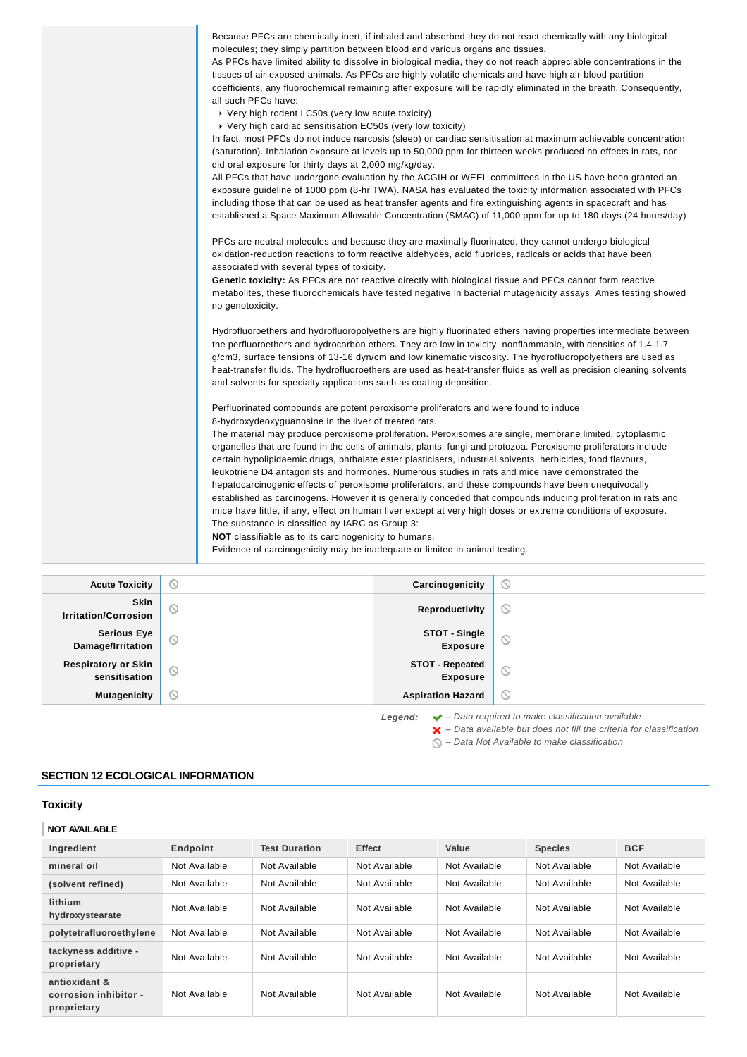| | |
|---|---|
| | Because PFCs are chemically inert, if inhaled and absorbed they do not react chemically with any biological molecules; they simply partition between blood and various organs and tissues.<br>As PFCs have limited ability to dissolve in biological media, they do not reach appreciable concentrations in the tissues of air-exposed animals. As PFCs are highly volatile chemicals and have high air-blood partition coefficients, any fluorochemical remaining after exposure will be rapidly eliminated in the breath. Consequently, all such PFCs have:<br>- Very high rodent LC50s (very low acute toxicity)<br>- Very high cardiac sensitisation EC50s (very low toxicity)<br>In fact, most PFCs do not induce narcosis (sleep) or cardiac sensitisation at maximum achievable concentration (saturation). Inhalation exposure at levels up to 50,000 ppm for thirteen weeks produced no effects in rats, nor did oral exposure for thirty days at 2,000 mg/kg/day.<br>All PFCs that have undergone evaluation by the ACGIH or WEEL committees in the US have been granted an exposure guideline of 1000 ppm (8-hr TWA). NASA has evaluated the toxicity information associated with PFCs including those that can be used as heat transfer agents and fire extinguishing agents in spacecraft and has established a Space Maximum Allowable Concentration (SMAC) of 11,000 ppm for up to 180 days (24 hours/day)<br><br>PFCs are neutral molecules and because they are maximally fluorinated, they cannot undergo biological oxidation-reduction reactions to form reactive aldehydes, acid fluorides, radicals or acids that have been associated with several types of toxicity.<br>**Genetic toxicity:** As PFCs are not reactive directly with biological tissue and PFCs cannot form reactive metabolites, these fluorochemicals have tested negative in bacterial mutagenicity assays. Ames testing showed no genotoxicity.<br><br>Hydrofluoroethers and hydrofluoropolyethers are highly fluorinated ethers having properties intermediate between the perfluoroethers and hydrocarbon ethers. They are low in toxicity, nonflammable, with densities of 1.4-1.7 g/cm3, surface tensions of 13-16 dyn/cm and low kinematic viscosity. The hydrofluoropolyethers are used as heat-transfer fluids. The hydrofluoroethers are used as heat-transfer fluids as well as precision cleaning solvents and solvents for specialty applications such as coating deposition.<br><br>Perfluorinated compounds are potent peroxisome proliferators and were found to induce 8-hydroxydeoxyguanosine in the liver of treated rats.<br>The material may produce peroxisome proliferation. Peroxisomes are single, membrane limited, cytoplasmic organelles that are found in the cells of animals, plants, fungi and protozoa. Peroxisome proliferators include certain hypolipidaemic drugs, phthalate ester plasticisers, industrial solvents, herbicides, food flavours, leukotriene D4 antagonists and hormones. Numerous studies in rats and mice have demonstrated the hepatocarcinogenic effects of peroxisome proliferators, and these compounds have been unequivocally established as carcinogens. However it is generally conceded that compounds inducing proliferation in rats and mice have little, if any, effect on human liver except at very high doses or extreme conditions of exposure.<br>The substance is classified by IARC as Group 3:<br>**NOT** classifiable as to its carcinogenicity to humans.<br>Evidence of carcinogenicity may be inadequate or limited in animal testing. |

| | | | |
|---|---|---|---|
| **Acute Toxicity** | ⃠ | **Carcinogenicity** | ⃠ |
| **Skin Irritation/Corrosion** | ⃠ | **Reproductivity** | ⃠ |
| **Serious Eye Damage/Irritation** | ⃠ | **STOT - Single Exposure** | ⃠ |
| **Respiratory or Skin sensitisation** | ⃠ | **STOT - Repeated Exposure** | ⃠ |
| **Mutagenicity** | ⃠ | **Aspiration Hazard** | ⃠ |

***Legend:***
✔ – *Data required to make classification available*
✘ – *Data available but does not fill the criteria for classification*
⃠ – *Data Not Available to make classification*

## SECTION 12 ECOLOGICAL INFORMATION

### Toxicity

**NOT AVAILABLE**

| Ingredient | Endpoint | Test Duration | Effect | Value | Species | BCF |
|---|---|---|---|---|---|---|
| mineral oil | Not Available | Not Available | Not Available | Not Available | Not Available | Not Available |
| (solvent refined) | Not Available | Not Available | Not Available | Not Available | Not Available | Not Available |
| lithium hydroxystearate | Not Available | Not Available | Not Available | Not Available | Not Available | Not Available |
| polytetrafluoroethylene | Not Available | Not Available | Not Available | Not Available | Not Available | Not Available |
| tackyness additive - proprietary | Not Available | Not Available | Not Available | Not Available | Not Available | Not Available |
| antioxidant & corrosion inhibitor - proprietary | Not Available | Not Available | Not Available | Not Available | Not Available | Not Available |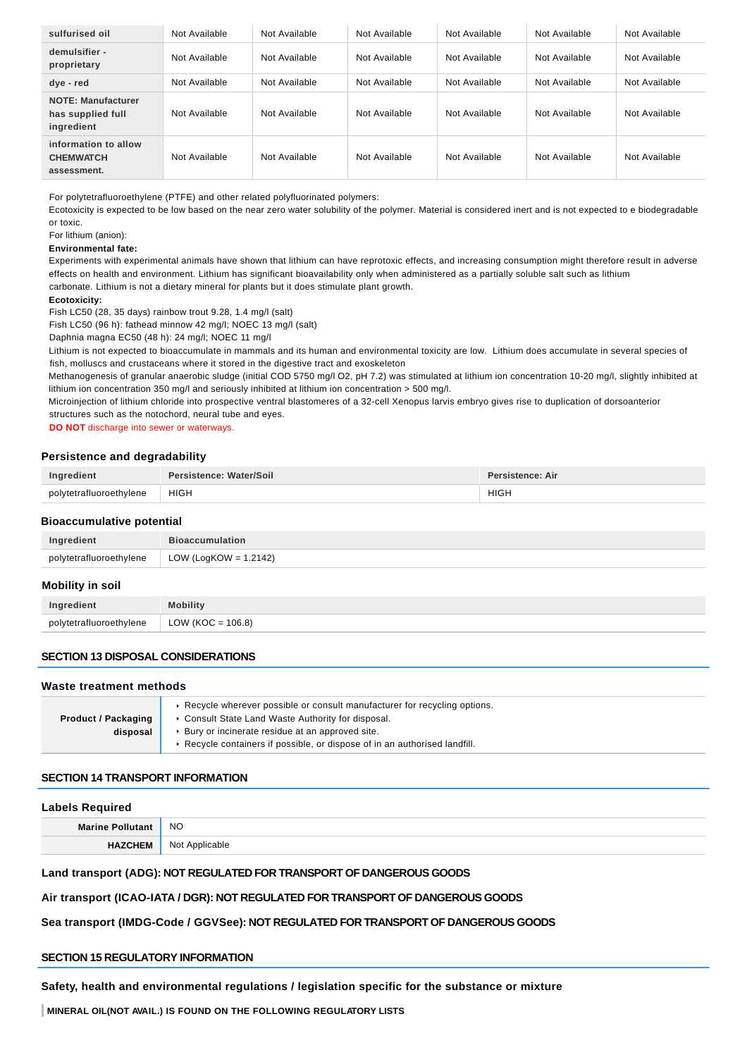| | | | | | | |
|---|---|---|---|---|---|---|
| **sulfurised oil** | Not Available | Not Available | Not Available | Not Available | Not Available | Not Available |
| **demulsifier - proprietary** | Not Available | Not Available | Not Available | Not Available | Not Available | Not Available |
| **dye - red** | Not Available | Not Available | Not Available | Not Available | Not Available | Not Available |
| **NOTE: Manufacturer has supplied full ingredient** | Not Available | Not Available | Not Available | Not Available | Not Available | Not Available |
| **information to allow CHEMWATCH assessment.** | Not Available | Not Available | Not Available | Not Available | Not Available | Not Available |

For polytetrafluoroethylene (PTFE) and other related polyfluorinated polymers:
Ecotoxicity is expected to be low based on the near zero water solubility of the polymer. Material is considered inert and is not expected to e biodegradable or toxic.
For lithium (anion):
**Environmental fate:**
Experiments with experimental animals have shown that lithium can have reprotoxic effects, and increasing consumption might therefore result in adverse effects on health and environment. Lithium has significant bioavailability only when administered as a partially soluble salt such as lithium carbonate. Lithium is not a dietary mineral for plants but it does stimulate plant growth.
**Ecotoxicity:**
Fish LC50 (28, 35 days) rainbow trout 9.28, 1.4 mg/l (salt)
Fish LC50 (96 h): fathead minnow 42 mg/l; NOEC 13 mg/l (salt)
Daphnia magna EC50 (48 h): 24 mg/l; NOEC 11 mg/l
Lithium is not expected to bioaccumulate in mammals and its human and environmental toxicity are low. Lithium does accumulate in several species of fish, molluscs and crustaceans where it stored in the digestive tract and exoskeleton
Methanogenesis of granular anaerobic sludge (initial COD 5750 mg/l O2, pH 7.2) was stimulated at lithium ion concentration 10-20 mg/l, slightly inhibited at lithium ion concentration 350 mg/l and seriously inhibited at lithium ion concentration > 500 mg/l.
Microinjection of lithium chloride into prospective ventral blastomeres of a 32-cell Xenopus larvis embryo gives rise to duplication of dorsoanterior structures such as the notochord, neural tube and eyes.
**DO NOT** discharge into sewer or waterways.

### Persistence and degradability

| Ingredient | Persistence: Water/Soil | Persistence: Air |
|---|---|---|
| polytetrafluoroethylene | HIGH | HIGH |

### Bioaccumulative potential

| Ingredient | Bioaccumulation |
|---|---|
| polytetrafluoroethylene | LOW (LogKOW = 1.2142) |

### Mobility in soil

| Ingredient | Mobility |
|---|---|
| polytetrafluoroethylene | LOW (KOC = 106.8) |

## SECTION 13 DISPOSAL CONSIDERATIONS

### Waste treatment methods

| | |
|---|---|
| **Product / Packaging disposal** | ▸ Recycle wherever possible or consult manufacturer for recycling options.<br>▸ Consult State Land Waste Authority for disposal.<br>▸ Bury or incinerate residue at an approved site.<br>▸ Recycle containers if possible, or dispose of in an authorised landfill. |

## SECTION 14 TRANSPORT INFORMATION

### Labels Required

| | |
|---|---|
| **Marine Pollutant** | NO |
| **HAZCHEM** | Not Applicable |

**Land transport (ADG): NOT REGULATED FOR TRANSPORT OF DANGEROUS GOODS**

**Air transport (ICAO-IATA / DGR): NOT REGULATED FOR TRANSPORT OF DANGEROUS GOODS**

**Sea transport (IMDG-Code / GGVSee): NOT REGULATED FOR TRANSPORT OF DANGEROUS GOODS**

## SECTION 15 REGULATORY INFORMATION

### Safety, health and environmental regulations / legislation specific for the substance or mixture

**MINERAL OIL(NOT AVAIL.) IS FOUND ON THE FOLLOWING REGULATORY LISTS**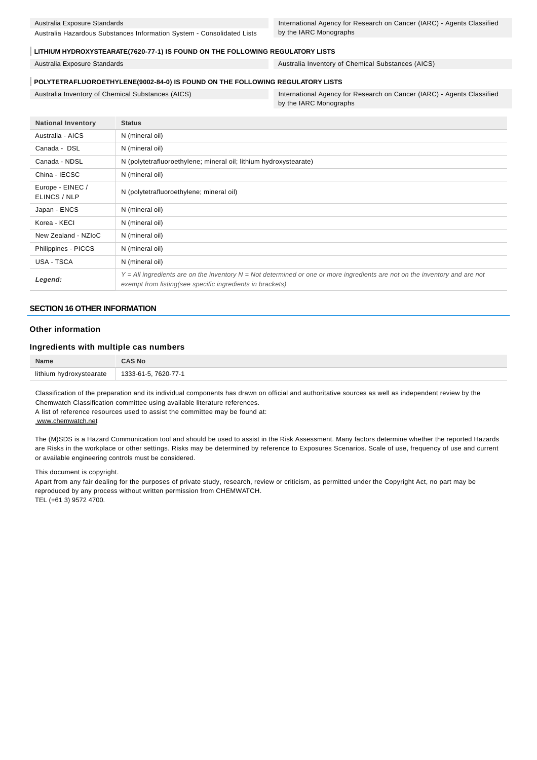| | |
|---|---|
| Australia Exposure Standards | International Agency for Research on Cancer (IARC) - Agents Classified by the IARC Monographs |
| Australia Hazardous Substances Information System - Consolidated Lists | |

### LITHIUM HYDROXYSTEARATE(7620-77-1) IS FOUND ON THE FOLLOWING REGULATORY LISTS

| | |
|---|---|
| Australia Exposure Standards | Australia Inventory of Chemical Substances (AICS) |

### POLYTETRAFLUOROETHYLENE(9002-84-0) IS FOUND ON THE FOLLOWING REGULATORY LISTS

| | |
|---|---|
| Australia Inventory of Chemical Substances (AICS) | International Agency for Research on Cancer (IARC) - Agents Classified by the IARC Monographs |

| National Inventory | Status |
|---|---|
| Australia - AICS | N (mineral oil) |
| Canada - DSL | N (mineral oil) |
| Canada - NDSL | N (polytetrafluoroethylene; mineral oil; lithium hydroxystearate) |
| China - IECSC | N (mineral oil) |
| Europe - EINEC / ELINCS / NLP | N (polytetrafluoroethylene; mineral oil) |
| Japan - ENCS | N (mineral oil) |
| Korea - KECI | N (mineral oil) |
| New Zealand - NZIoC | N (mineral oil) |
| Philippines - PICCS | N (mineral oil) |
| USA - TSCA | N (mineral oil) |
| ***Legend:*** | *Y = All ingredients are on the inventory N = Not determined or one or more ingredients are not on the inventory and are not exempt from listing(see specific ingredients in brackets)* |

## SECTION 16 OTHER INFORMATION

### Other information

### Ingredients with multiple cas numbers

| Name | CAS No |
|---|---|
| lithium hydroxystearate | 1333-61-5, 7620-77-1 |

Classification of the preparation and its individual components has drawn on official and authoritative sources as well as independent review by the Chemwatch Classification committee using available literature references.
A list of reference resources used to assist the committee may be found at:
www.chemwatch.net

The (M)SDS is a Hazard Communication tool and should be used to assist in the Risk Assessment. Many factors determine whether the reported Hazards are Risks in the workplace or other settings. Risks may be determined by reference to Exposures Scenarios. Scale of use, frequency of use and current or available engineering controls must be considered.

This document is copyright.
Apart from any fair dealing for the purposes of private study, research, review or criticism, as permitted under the Copyright Act, no part may be reproduced by any process without written permission from CHEMWATCH.
TEL (+61 3) 9572 4700.